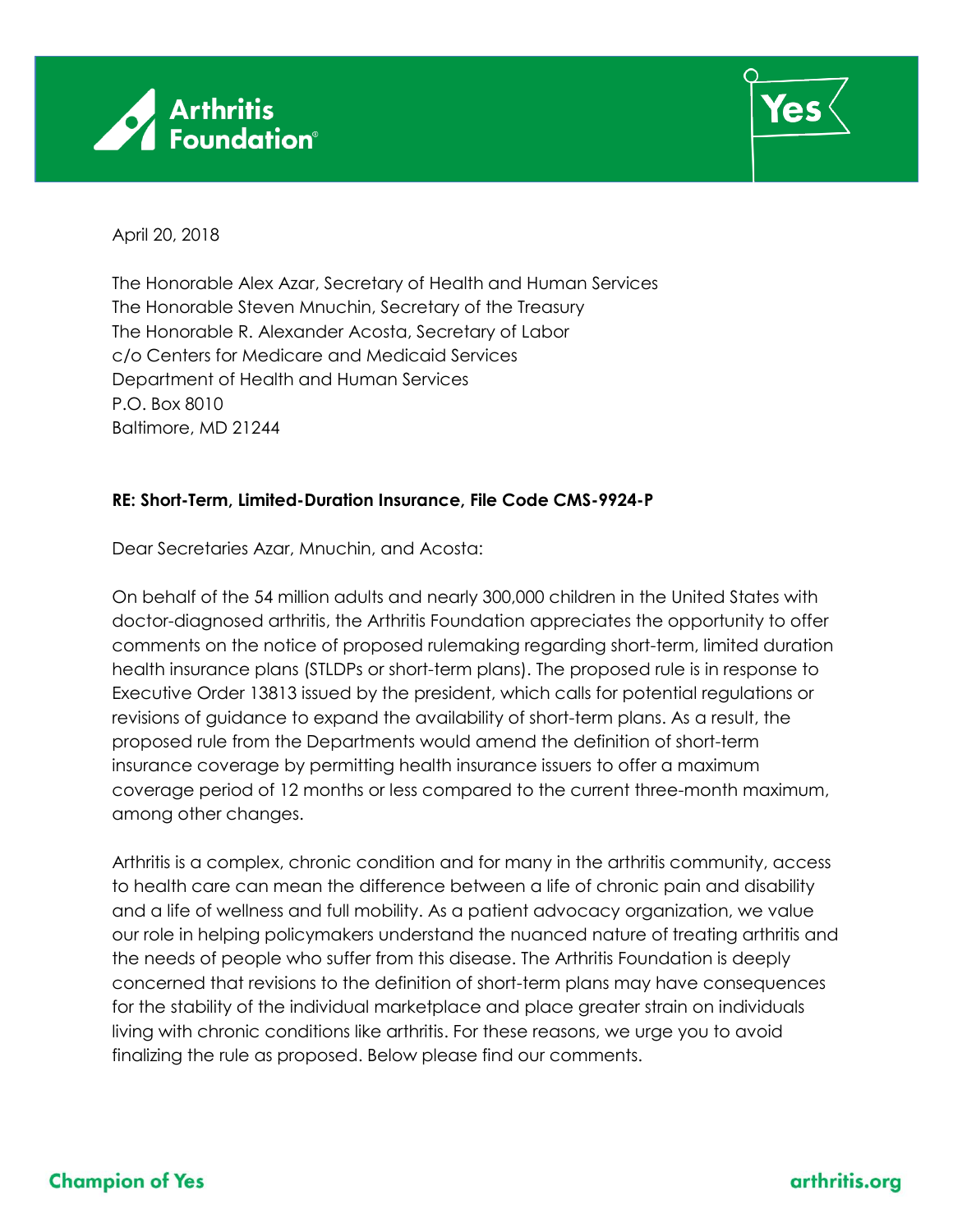April 20, 2018

The Honorable Alex Azar, Secretary of Health and Human Services
The Honorable Steven Mnuchin, Secretary of the Treasury
The Honorable R. Alexander Acosta, Secretary of Labor
c/o Centers for Medicare and Medicaid Services
Department of Health and Human Services
P.O. Box 8010
Baltimore, MD 21244

**RE: Short-Term, Limited-Duration Insurance, File Code CMS-9924-P**

Dear Secretaries Azar, Mnuchin, and Acosta:

On behalf of the 54 million adults and nearly 300,000 children in the United States with doctor-diagnosed arthritis, the Arthritis Foundation appreciates the opportunity to offer comments on the notice of proposed rulemaking regarding short-term, limited duration health insurance plans (STLDPs or short-term plans). The proposed rule is in response to Executive Order 13813 issued by the president, which calls for potential regulations or revisions of guidance to expand the availability of short-term plans. As a result, the proposed rule from the Departments would amend the definition of short-term insurance coverage by permitting health insurance issuers to offer a maximum coverage period of 12 months or less compared to the current three-month maximum, among other changes.

Arthritis is a complex, chronic condition and for many in the arthritis community, access to health care can mean the difference between a life of chronic pain and disability and a life of wellness and full mobility. As a patient advocacy organization, we value our role in helping policymakers understand the nuanced nature of treating arthritis and the needs of people who suffer from this disease. The Arthritis Foundation is deeply concerned that revisions to the definition of short-term plans may have consequences for the stability of the individual marketplace and place greater strain on individuals living with chronic conditions like arthritis. For these reasons, we urge you to avoid finalizing the rule as proposed. Below please find our comments.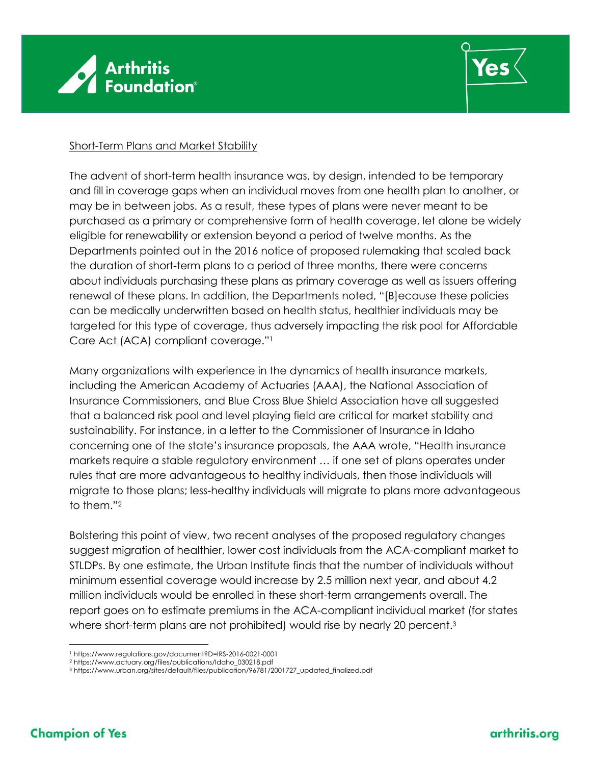Short-Term Plans and Market Stability

The advent of short-term health insurance was, by design, intended to be temporary and fill in coverage gaps when an individual moves from one health plan to another, or may be in between jobs. As a result, these types of plans were never meant to be purchased as a primary or comprehensive form of health coverage, let alone be widely eligible for renewability or extension beyond a period of twelve months. As the Departments pointed out in the 2016 notice of proposed rulemaking that scaled back the duration of short-term plans to a period of three months, there were concerns about individuals purchasing these plans as primary coverage as well as issuers offering renewal of these plans. In addition, the Departments noted, "[B]ecause these policies can be medically underwritten based on health status, healthier individuals may be targeted for this type of coverage, thus adversely impacting the risk pool for Affordable Care Act (ACA) compliant coverage."[1]

Many organizations with experience in the dynamics of health insurance markets, including the American Academy of Actuaries (AAA), the National Association of Insurance Commissioners, and Blue Cross Blue Shield Association have all suggested that a balanced risk pool and level playing field are critical for market stability and sustainability. For instance, in a letter to the Commissioner of Insurance in Idaho concerning one of the state's insurance proposals, the AAA wrote, "Health insurance markets require a stable regulatory environment … if one set of plans operates under rules that are more advantageous to healthy individuals, then those individuals will migrate to those plans; less-healthy individuals will migrate to plans more advantageous to them."[2]

Bolstering this point of view, two recent analyses of the proposed regulatory changes suggest migration of healthier, lower cost individuals from the ACA-compliant market to STLDPs. By one estimate, the Urban Institute finds that the number of individuals without minimum essential coverage would increase by 2.5 million next year, and about 4.2 million individuals would be enrolled in these short-term arrangements overall. The report goes on to estimate premiums in the ACA-compliant individual market (for states where short-term plans are not prohibited) would rise by nearly 20 percent.[3]

---

[1] https://www.regulations.gov/document?D=IRS-2016-0021-0001
[2] https://www.actuary.org/files/publications/Idaho_030218.pdf
[3] https://www.urban.org/sites/default/files/publication/96781/2001727_updated_finalized.pdf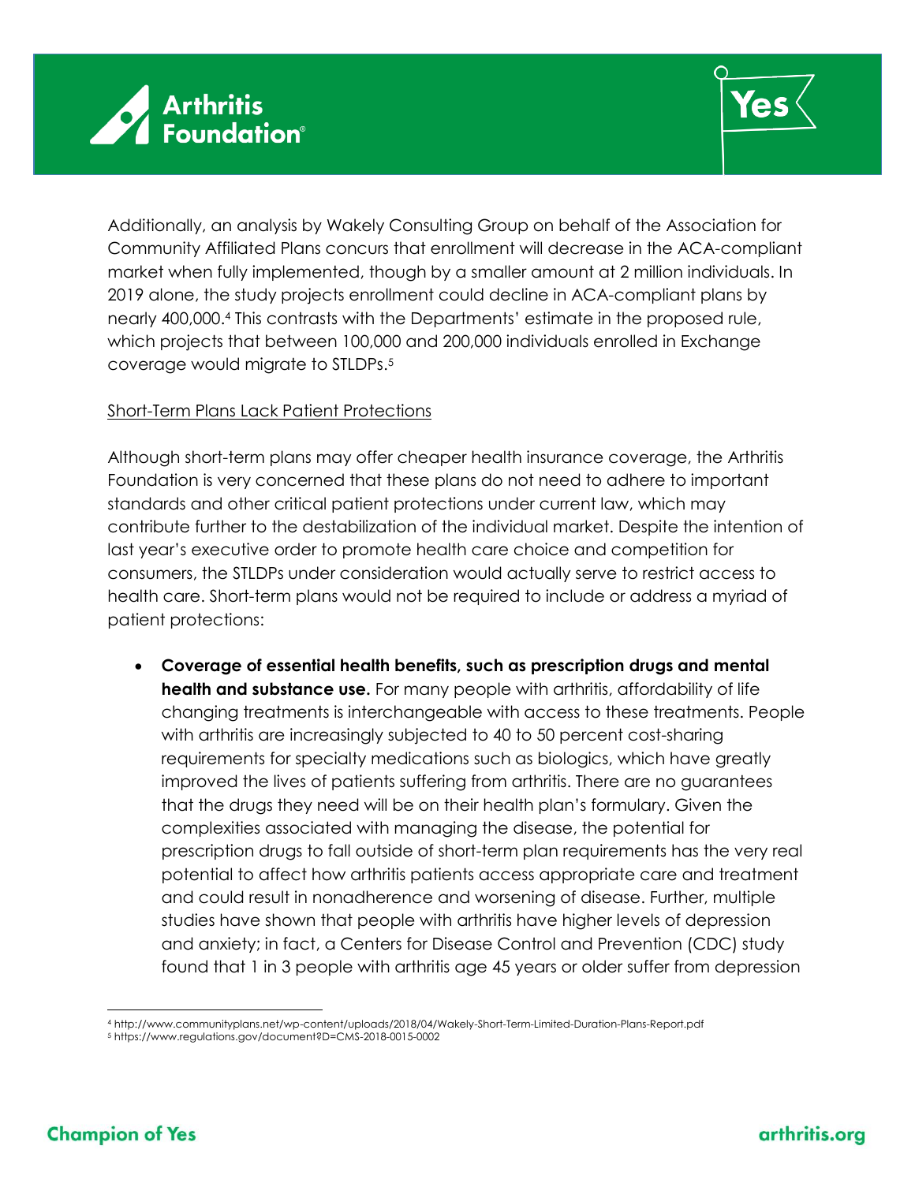Additionally, an analysis by Wakely Consulting Group on behalf of the Association for Community Affiliated Plans concurs that enrollment will decrease in the ACA-compliant market when fully implemented, though by a smaller amount at 2 million individuals. In 2019 alone, the study projects enrollment could decline in ACA-compliant plans by nearly 400,000.[4] This contrasts with the Departments' estimate in the proposed rule, which projects that between 100,000 and 200,000 individuals enrolled in Exchange coverage would migrate to STLDPs.[5]

<u>Short-Term Plans Lack Patient Protections</u>

Although short-term plans may offer cheaper health insurance coverage, the Arthritis Foundation is very concerned that these plans do not need to adhere to important standards and other critical patient protections under current law, which may contribute further to the destabilization of the individual market. Despite the intention of last year's executive order to promote health care choice and competition for consumers, the STLDPs under consideration would actually serve to restrict access to health care. Short-term plans would not be required to include or address a myriad of patient protections:

- **Coverage of essential health benefits, such as prescription drugs and mental health and substance use.** For many people with arthritis, affordability of life changing treatments is interchangeable with access to these treatments. People with arthritis are increasingly subjected to 40 to 50 percent cost-sharing requirements for specialty medications such as biologics, which have greatly improved the lives of patients suffering from arthritis. There are no guarantees that the drugs they need will be on their health plan's formulary. Given the complexities associated with managing the disease, the potential for prescription drugs to fall outside of short-term plan requirements has the very real potential to affect how arthritis patients access appropriate care and treatment and could result in nonadherence and worsening of disease. Further, multiple studies have shown that people with arthritis have higher levels of depression and anxiety; in fact, a Centers for Disease Control and Prevention (CDC) study found that 1 in 3 people with arthritis age 45 years or older suffer from depression

[4] http://www.communityplans.net/wp-content/uploads/2018/04/Wakely-Short-Term-Limited-Duration-Plans-Report.pdf
[5] https://www.regulations.gov/document?D=CMS-2018-0015-0002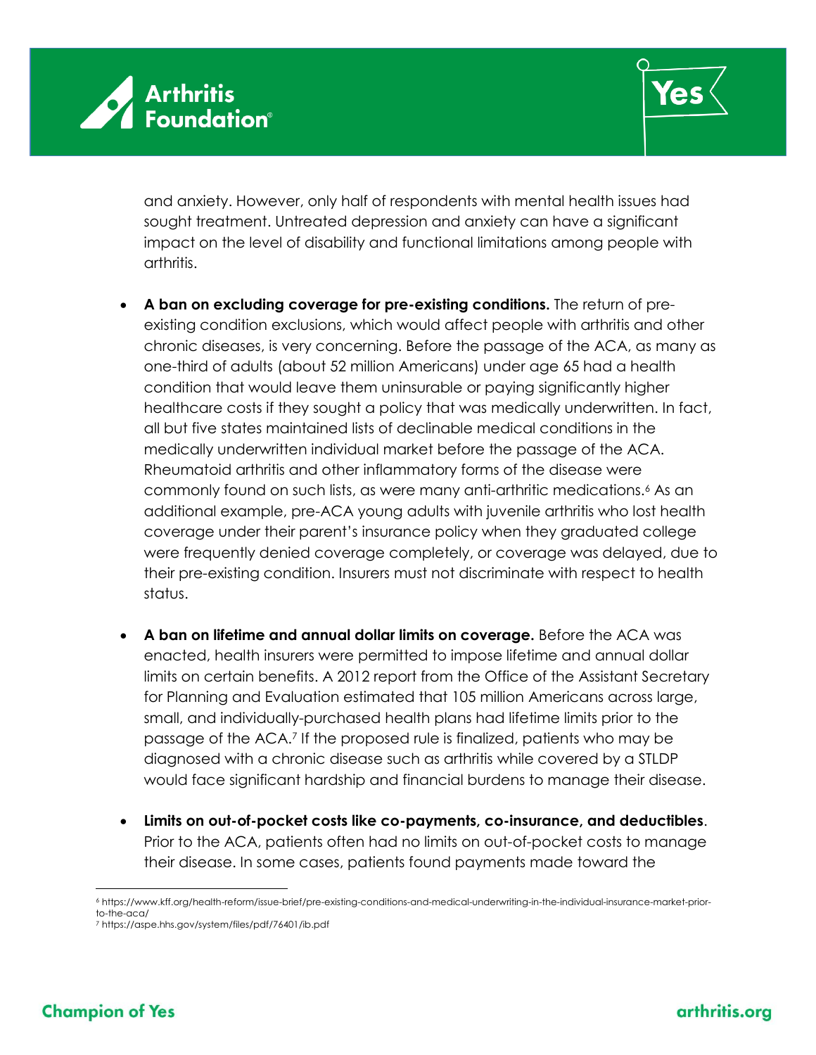and anxiety. However, only half of respondents with mental health issues had sought treatment. Untreated depression and anxiety can have a significant impact on the level of disability and functional limitations among people with arthritis.

- **A ban on excluding coverage for pre-existing conditions.** The return of pre-existing condition exclusions, which would affect people with arthritis and other chronic diseases, is very concerning. Before the passage of the ACA, as many as one-third of adults (about 52 million Americans) under age 65 had a health condition that would leave them uninsurable or paying significantly higher healthcare costs if they sought a policy that was medically underwritten. In fact, all but five states maintained lists of declinable medical conditions in the medically underwritten individual market before the passage of the ACA. Rheumatoid arthritis and other inflammatory forms of the disease were commonly found on such lists, as were many anti-arthritic medications.[6] As an additional example, pre-ACA young adults with juvenile arthritis who lost health coverage under their parent's insurance policy when they graduated college were frequently denied coverage completely, or coverage was delayed, due to their pre-existing condition. Insurers must not discriminate with respect to health status.

- **A ban on lifetime and annual dollar limits on coverage.** Before the ACA was enacted, health insurers were permitted to impose lifetime and annual dollar limits on certain benefits. A 2012 report from the Office of the Assistant Secretary for Planning and Evaluation estimated that 105 million Americans across large, small, and individually-purchased health plans had lifetime limits prior to the passage of the ACA.[7] If the proposed rule is finalized, patients who may be diagnosed with a chronic disease such as arthritis while covered by a STLDP would face significant hardship and financial burdens to manage their disease.

- **Limits on out-of-pocket costs like co-payments, co-insurance, and deductibles**. Prior to the ACA, patients often had no limits on out-of-pocket costs to manage their disease. In some cases, patients found payments made toward the

---

[6] https://www.kff.org/health-reform/issue-brief/pre-existing-conditions-and-medical-underwriting-in-the-individual-insurance-market-prior-to-the-aca/

[7] https://aspe.hhs.gov/system/files/pdf/76401/ib.pdf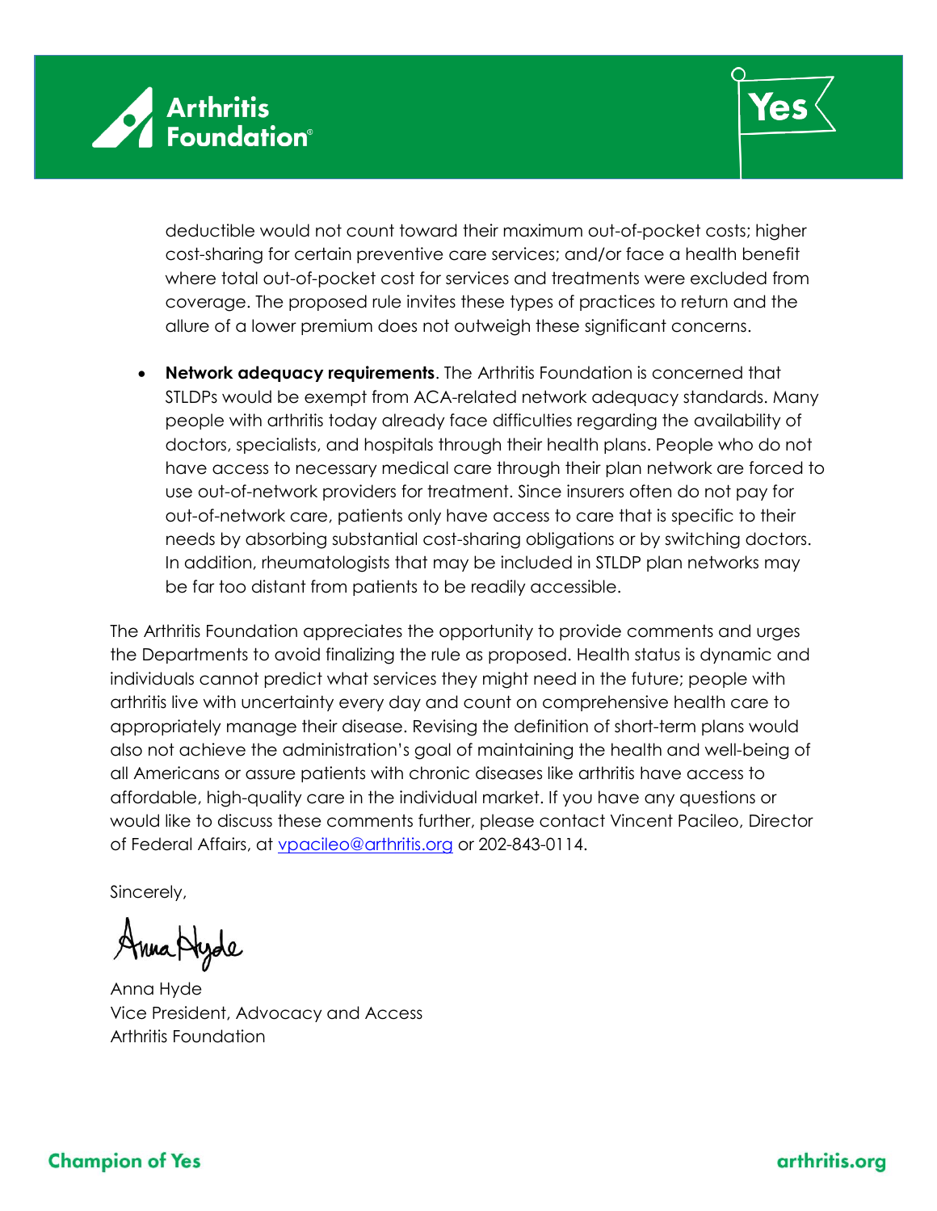deductible would not count toward their maximum out-of-pocket costs; higher cost-sharing for certain preventive care services; and/or face a health benefit where total out-of-pocket cost for services and treatments were excluded from coverage. The proposed rule invites these types of practices to return and the allure of a lower premium does not outweigh these significant concerns.

- **Network adequacy requirements**. The Arthritis Foundation is concerned that STLDPs would be exempt from ACA-related network adequacy standards. Many people with arthritis today already face difficulties regarding the availability of doctors, specialists, and hospitals through their health plans. People who do not have access to necessary medical care through their plan network are forced to use out-of-network providers for treatment. Since insurers often do not pay for out-of-network care, patients only have access to care that is specific to their needs by absorbing substantial cost-sharing obligations or by switching doctors. In addition, rheumatologists that may be included in STLDP plan networks may be far too distant from patients to be readily accessible.

The Arthritis Foundation appreciates the opportunity to provide comments and urges the Departments to avoid finalizing the rule as proposed. Health status is dynamic and individuals cannot predict what services they might need in the future; people with arthritis live with uncertainty every day and count on comprehensive health care to appropriately manage their disease. Revising the definition of short-term plans would also not achieve the administration's goal of maintaining the health and well-being of all Americans or assure patients with chronic diseases like arthritis have access to affordable, high-quality care in the individual market. If you have any questions or would like to discuss these comments further, please contact Vincent Pacileo, Director of Federal Affairs, at vpacileo@arthritis.org or 202-843-0114.

Sincerely,

Anna Hyde

Anna Hyde
Vice President, Advocacy and Access
Arthritis Foundation